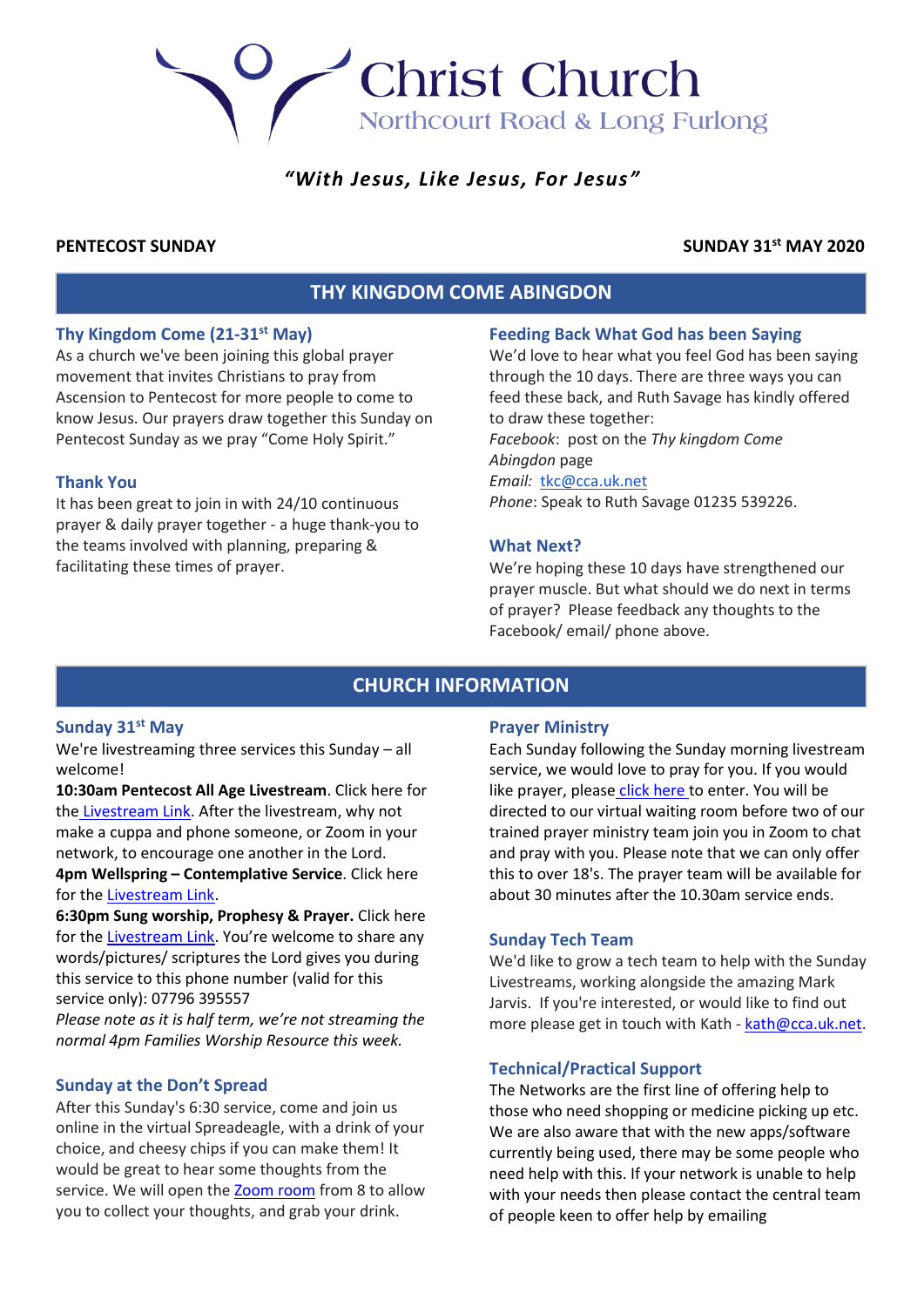# Christ Church

Northcourt Road & Long Furlong

*"With Jesus, Like Jesus, For Jesus"*

**PENTECOST SUNDAY** **SUNDAY 31st MAY 2020**

## THY KINGDOM COME ABINGDON

### Thy Kingdom Come (21-31st May)

As a church we've been joining this global prayer movement that invites Christians to pray from Ascension to Pentecost for more people to come to know Jesus. Our prayers draw together this Sunday on Pentecost Sunday as we pray "Come Holy Spirit."

### Thank You

It has been great to join in with 24/10 continuous prayer & daily prayer together - a huge thank-you to the teams involved with planning, preparing & facilitating these times of prayer.

### Feeding Back What God has been Saying

We'd love to hear what you feel God has been saying through the 10 days. There are three ways you can feed these back, and Ruth Savage has kindly offered to draw these together:

*Facebook*: post on the *Thy kingdom Come Abingdon* page

*Email:* tkc@cca.uk.net

*Phone*: Speak to Ruth Savage 01235 539226.

### What Next?

We're hoping these 10 days have strengthened our prayer muscle. But what should we do next in terms of prayer? Please feedback any thoughts to the Facebook/ email/ phone above.

## CHURCH INFORMATION

### Sunday 31st May

We're livestreaming three services this Sunday – all welcome!

**10:30am Pentecost All Age Livestream**. Click here for the Livestream Link. After the livestream, why not make a cuppa and phone someone, or Zoom in your network, to encourage one another in the Lord.

**4pm Wellspring – Contemplative Service**. Click here for the Livestream Link.

**6:30pm Sung worship, Prophesy & Prayer.** Click here for the Livestream Link. You're welcome to share any words/pictures/ scriptures the Lord gives you during this service to this phone number (valid for this service only): 07796 395557

*Please note as it is half term, we're not streaming the normal 4pm Families Worship Resource this week.*

### Sunday at the Don't Spread

After this Sunday's 6:30 service, come and join us online in the virtual Spreadeagle, with a drink of your choice, and cheesy chips if you can make them! It would be great to hear some thoughts from the service. We will open the Zoom room from 8 to allow you to collect your thoughts, and grab your drink.

### Prayer Ministry

Each Sunday following the Sunday morning livestream service, we would love to pray for you. If you would like prayer, please click here to enter. You will be directed to our virtual waiting room before two of our trained prayer ministry team join you in Zoom to chat and pray with you. Please note that we can only offer this to over 18's. The prayer team will be available for about 30 minutes after the 10.30am service ends.

### Sunday Tech Team

We'd like to grow a tech team to help with the Sunday Livestreams, working alongside the amazing Mark Jarvis. If you're interested, or would like to find out more please get in touch with Kath - kath@cca.uk.net.

### Technical/Practical Support

The Networks are the first line of offering help to those who need shopping or medicine picking up etc. We are also aware that with the new apps/software currently being used, there may be some people who need help with this. If your network is unable to help with your needs then please contact the central team of people keen to offer help by emailing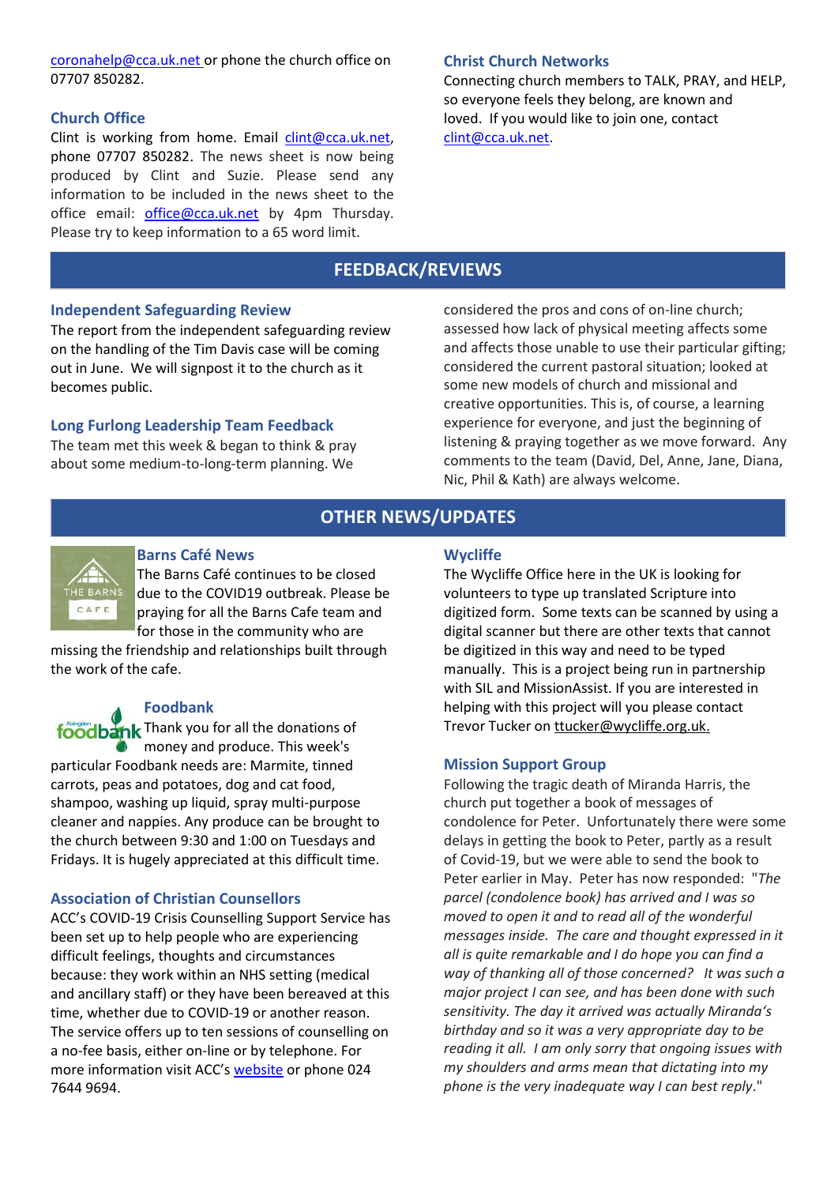coronahelp@cca.uk.net or phone the church office on 07707 850282.

### Church Office

Clint is working from home. Email clint@cca.uk.net, phone 07707 850282. The news sheet is now being produced by Clint and Suzie. Please send any information to be included in the news sheet to the office email: office@cca.uk.net by 4pm Thursday. Please try to keep information to a 65 word limit.

### Christ Church Networks

Connecting church members to TALK, PRAY, and HELP, so everyone feels they belong, are known and loved. If you would like to join one, contact clint@cca.uk.net.

## FEEDBACK/REVIEWS

### Independent Safeguarding Review

The report from the independent safeguarding review on the handling of the Tim Davis case will be coming out in June. We will signpost it to the church as it becomes public.

### Long Furlong Leadership Team Feedback

The team met this week & began to think & pray about some medium-to-long-term planning. We considered the pros and cons of on-line church; assessed how lack of physical meeting affects some and affects those unable to use their particular gifting; considered the current pastoral situation; looked at some new models of church and missional and creative opportunities. This is, of course, a learning experience for everyone, and just the beginning of listening & praying together as we move forward. Any comments to the team (David, Del, Anne, Jane, Diana, Nic, Phil & Kath) are always welcome.

## OTHER NEWS/UPDATES

### Barns Café News

The Barns Café continues to be closed due to the COVID19 outbreak. Please be praying for all the Barns Cafe team and for those in the community who are missing the friendship and relationships built through the work of the cafe.

### Foodbank

Thank you for all the donations of money and produce. This week's particular Foodbank needs are: Marmite, tinned carrots, peas and potatoes, dog and cat food, shampoo, washing up liquid, spray multi-purpose cleaner and nappies. Any produce can be brought to the church between 9:30 and 1:00 on Tuesdays and Fridays. It is hugely appreciated at this difficult time.

### Association of Christian Counsellors

ACC's COVID-19 Crisis Counselling Support Service has been set up to help people who are experiencing difficult feelings, thoughts and circumstances because: they work within an NHS setting (medical and ancillary staff) or they have been bereaved at this time, whether due to COVID-19 or another reason. The service offers up to ten sessions of counselling on a no-fee basis, either on-line or by telephone. For more information visit ACC's website or phone 024 7644 9694.

### Wycliffe

The Wycliffe Office here in the UK is looking for volunteers to type up translated Scripture into digitized form. Some texts can be scanned by using a digital scanner but there are other texts that cannot be digitized in this way and need to be typed manually. This is a project being run in partnership with SIL and MissionAssist. If you are interested in helping with this project will you please contact Trevor Tucker on ttucker@wycliffe.org.uk.

### Mission Support Group

Following the tragic death of Miranda Harris, the church put together a book of messages of condolence for Peter. Unfortunately there were some delays in getting the book to Peter, partly as a result of Covid-19, but we were able to send the book to Peter earlier in May. Peter has now responded: "*The parcel (condolence book) has arrived and I was so moved to open it and to read all of the wonderful messages inside. The care and thought expressed in it all is quite remarkable and I do hope you can find a way of thanking all of those concerned? It was such a major project I can see, and has been done with such sensitivity. The day it arrived was actually Miranda's birthday and so it was a very appropriate day to be reading it all. I am only sorry that ongoing issues with my shoulders and arms mean that dictating into my phone is the very inadequate way I can best reply*."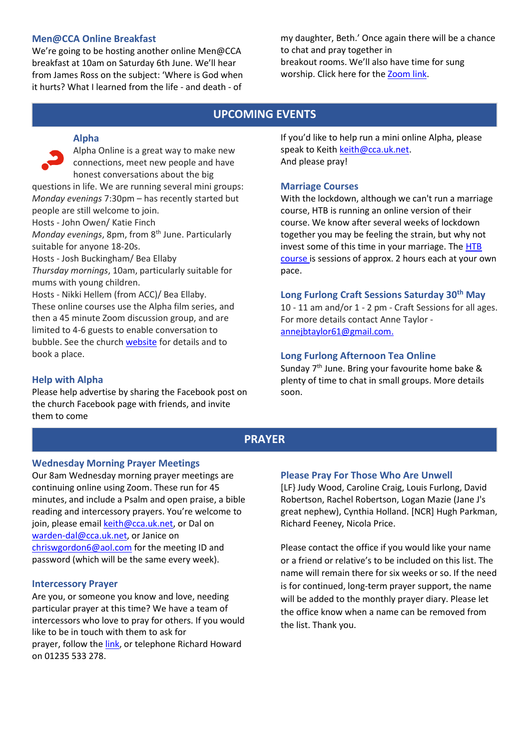### Men@CCA Online Breakfast

We're going to be hosting another online Men@CCA breakfast at 10am on Saturday 6th June. We'll hear from James Ross on the subject: 'Where is God when it hurts? What I learned from the life - and death - of my daughter, Beth.' Once again there will be a chance to chat and pray together in breakout rooms. We'll also have time for sung worship. Click here for the Zoom link.

## UPCOMING EVENTS

### Alpha

Alpha Online is a great way to make new connections, meet new people and have honest conversations about the big questions in life. We are running several mini groups:

*Monday evenings* 7:30pm – has recently started but people are still welcome to join.
Hosts - John Owen/ Katie Finch

*Monday evenings*, 8pm, from 8th June. Particularly suitable for anyone 18-20s.
Hosts - Josh Buckingham/ Bea Ellaby

*Thursday mornings*, 10am, particularly suitable for mums with young children.
Hosts - Nikki Hellem (from ACC)/ Bea Ellaby.

These online courses use the Alpha film series, and then a 45 minute Zoom discussion group, and are limited to 4-6 guests to enable conversation to bubble. See the church website for details and to book a place.

### Help with Alpha

Please help advertise by sharing the Facebook post on the church Facebook page with friends, and invite them to come

If you'd like to help run a mini online Alpha, please speak to Keith keith@cca.uk.net.
And please pray!

### Marriage Courses

With the lockdown, although we can't run a marriage course, HTB is running an online version of their course. We know after several weeks of lockdown together you may be feeling the strain, but why not invest some of this time in your marriage. The HTB course is sessions of approx. 2 hours each at your own pace.

### Long Furlong Craft Sessions Saturday 30th May

10 - 11 am and/or 1 - 2 pm - Craft Sessions for all ages. For more details contact Anne Taylor - annejbtaylor61@gmail.com.

### Long Furlong Afternoon Tea Online

Sunday 7th June. Bring your favourite home bake & plenty of time to chat in small groups. More details soon.

## PRAYER

### Wednesday Morning Prayer Meetings

Our 8am Wednesday morning prayer meetings are continuing online using Zoom. These run for 45 minutes, and include a Psalm and open praise, a bible reading and intercessory prayers. You're welcome to join, please email keith@cca.uk.net, or Dal on warden-dal@cca.uk.net, or Janice on chriswgordon6@aol.com for the meeting ID and password (which will be the same every week).

### Intercessory Prayer

Are you, or someone you know and love, needing particular prayer at this time? We have a team of intercessors who love to pray for others. If you would like to be in touch with them to ask for prayer, follow the link, or telephone Richard Howard on 01235 533 278.

### Please Pray For Those Who Are Unwell

[LF} Judy Wood, Caroline Craig, Louis Furlong, David Robertson, Rachel Robertson, Logan Mazie (Jane J's great nephew), Cynthia Holland. [NCR] Hugh Parkman, Richard Feeney, Nicola Price.

Please contact the office if you would like your name or a friend or relative's to be included on this list. The name will remain there for six weeks or so. If the need is for continued, long-term prayer support, the name will be added to the monthly prayer diary. Please let the office know when a name can be removed from the list. Thank you.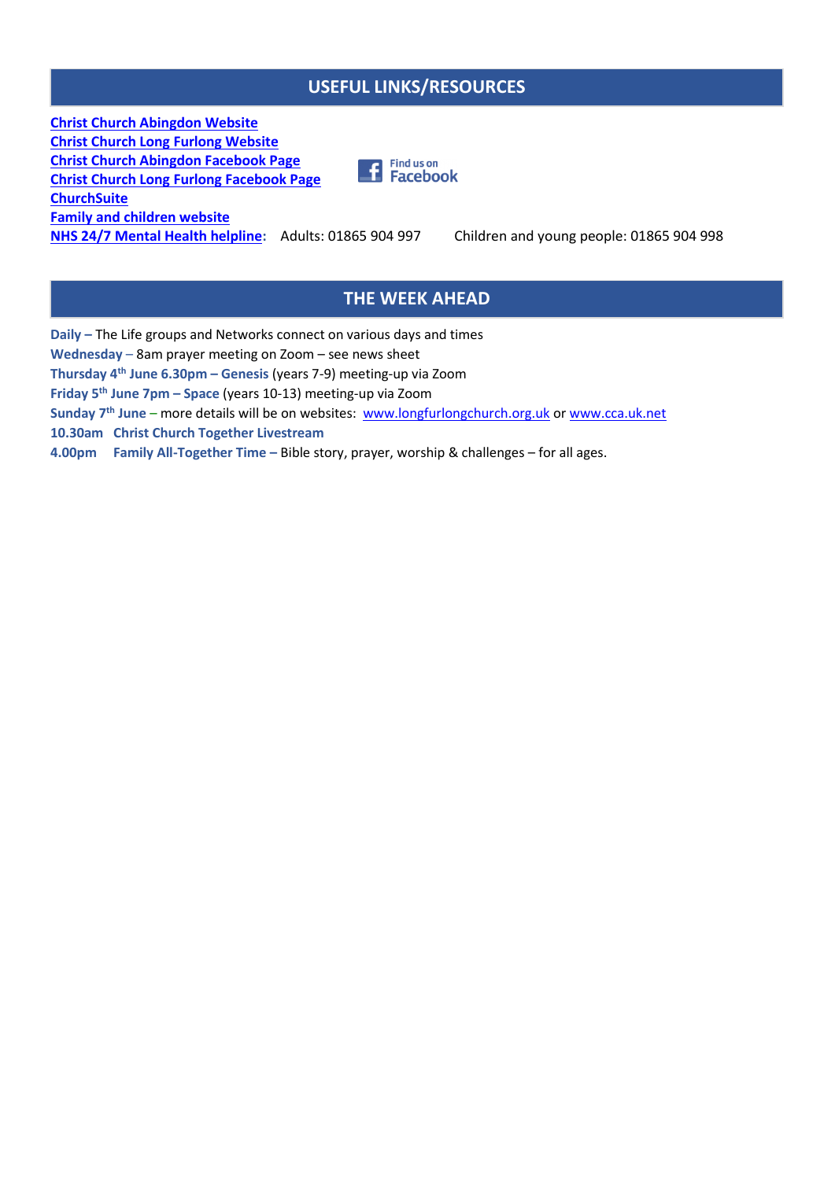## USEFUL LINKS/RESOURCES

[Christ Church Abingdon Website]
[Christ Church Long Furlong Website]
[Christ Church Abingdon Facebook Page]
[Christ Church Long Furlong Facebook Page]
[ChurchSuite]
[Family and children website]
[NHS 24/7 Mental Health helpline]: Adults: 01865 904 997 Children and young people: 01865 904 998

Find us on Facebook

## THE WEEK AHEAD

**Daily –** The Life groups and Networks connect on various days and times

**Wednesday** – 8am prayer meeting on Zoom – see news sheet

**Thursday 4th June 6.30pm – Genesis** (years 7-9) meeting-up via Zoom

**Friday 5th June 7pm – Space** (years 10-13) meeting-up via Zoom

**Sunday 7th June** – more details will be on websites: www.longfurlongchurch.org.uk or www.cca.uk.net

**10.30am Christ Church Together Livestream**

**4.00pm Family All-Together Time –** Bible story, prayer, worship & challenges – for all ages.